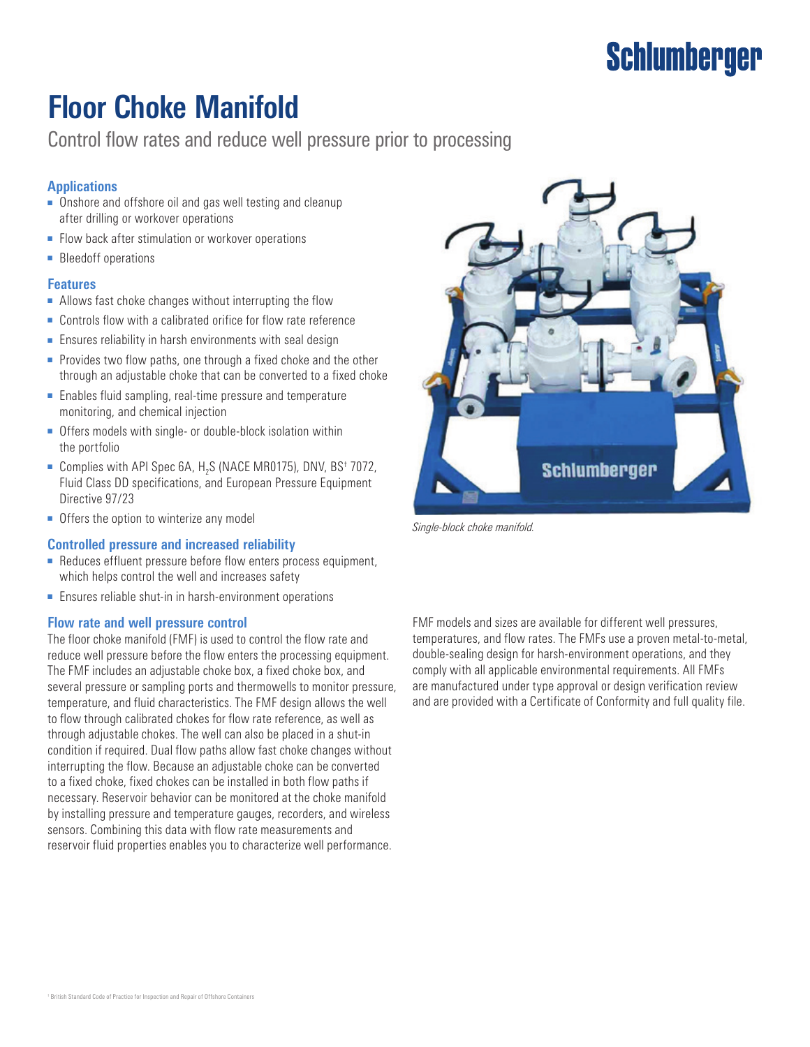# Floor Choke Manifold

Control flow rates and reduce well pressure prior to processing

### Applications

- Onshore and offshore oil and gas well testing and cleanup after drilling or workover operations
- Flow back after stimulation or workover operations
- Bleedoff operations

### Features

- Allows fast choke changes without interrupting the flow
- Controls flow with a calibrated orifice for flow rate reference
- Ensures reliability in harsh environments with seal design
- Provides two flow paths, one through a fixed choke and the other through an adjustable choke that can be converted to a fixed choke
- Enables fluid sampling, real-time pressure and temperature monitoring, and chemical injection
- Offers models with single- or double-block isolation within the portfolio
- Complies with API Spec 6A, $H_2S$ (NACE MR0175), DNV, BS† 7072, Fluid Class DD specifications, and European Pressure Equipment Directive 97/23
- Offers the option to winterize any model

*Single-block choke manifold.*

### Controlled pressure and increased reliability

- Reduces effluent pressure before flow enters process equipment, which helps control the well and increases safety
- Ensures reliable shut-in in harsh-environment operations

### Flow rate and well pressure control

The floor choke manifold (FMF) is used to control the flow rate and reduce well pressure before the flow enters the processing equipment. The FMF includes an adjustable choke box, a fixed choke box, and several pressure or sampling ports and thermowells to monitor pressure, temperature, and fluid characteristics. The FMF design allows the well to flow through calibrated chokes for flow rate reference, as well as through adjustable chokes. The well can also be placed in a shut-in condition if required. Dual flow paths allow fast choke changes without interrupting the flow. Because an adjustable choke can be converted to a fixed choke, fixed chokes can be installed in both flow paths if necessary. Reservoir behavior can be monitored at the choke manifold by installing pressure and temperature gauges, recorders, and wireless sensors. Combining this data with flow rate measurements and reservoir fluid properties enables you to characterize well performance.

FMF models and sizes are available for different well pressures, temperatures, and flow rates. The FMFs use a proven metal-to-metal, double-sealing design for harsh-environment operations, and they comply with all applicable environmental requirements. All FMFs are manufactured under type approval or design verification review and are provided with a Certificate of Conformity and full quality file.

† British Standard Code of Practice for Inspection and Repair of Offshore Containers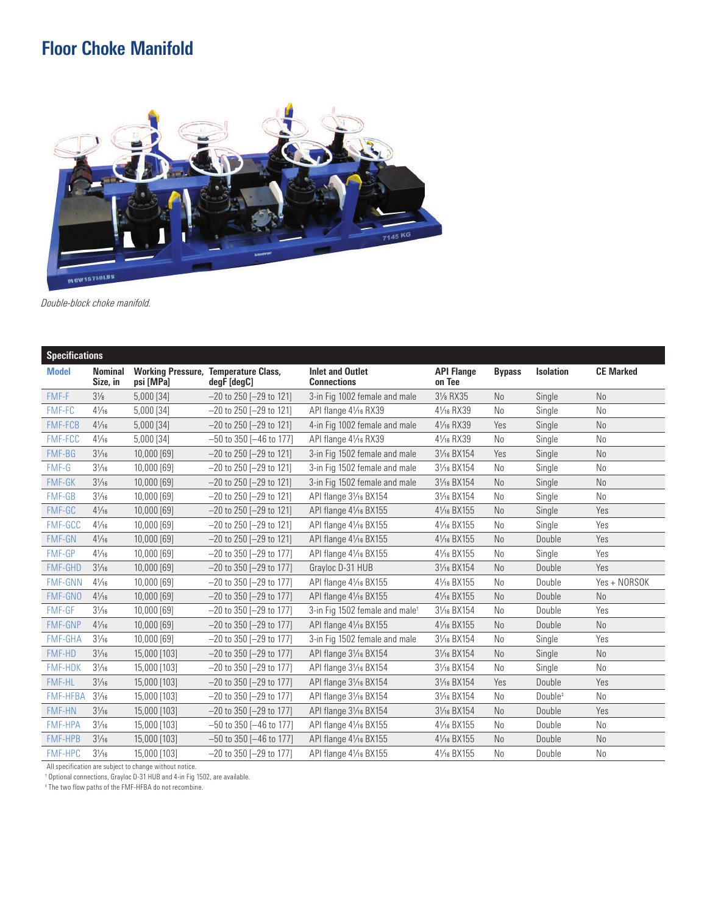# Floor Choke Manifold

*Double-block choke manifold.*

| Specifications | | | | | | | | |
|---|---|---|---|---|---|---|---|---|
| **Model** | **Nominal Size, in** | **Working Pressure, psi [MPa]** | **Temperature Class, degF [degC]** | **Inlet and Outlet Connections** | **API Flange on Tee** | **Bypass** | **Isolation** | **CE Marked** |
| FMF-F | 3⅛ | 5,000 [34] | −20 to 250 [−29 to 121] | 3-in Fig 1002 female and male | 3⅛ RX35 | No | Single | No |
| FMF-FC | 4¹⁄₁₆ | 5,000 [34] | −20 to 250 [−29 to 121] | API flange 4¹⁄₁₆ RX39 | 4¹⁄₁₆ RX39 | No | Single | No |
| FMF-FCB | 4¹⁄₁₆ | 5,000 [34] | −20 to 250 [−29 to 121] | 4-in Fig 1002 female and male | 4¹⁄₁₆ RX39 | Yes | Single | No |
| FMF-FCC | 4¹⁄₁₆ | 5,000 [34] | −50 to 350 [−46 to 177] | API flange 4¹⁄₁₆ RX39 | 4¹⁄₁₆ RX39 | No | Single | No |
| FMF-BG | 3¹⁄₁₆ | 10,000 [69] | −20 to 250 [−29 to 121] | 3-in Fig 1502 female and male | 3¹⁄₁₆ BX154 | Yes | Single | No |
| FMF-G | 3¹⁄₁₆ | 10,000 [69] | −20 to 250 [−29 to 121] | 3-in Fig 1502 female and male | 3¹⁄₁₆ BX154 | No | Single | No |
| FMF-GK | 3¹⁄₁₆ | 10,000 [69] | −20 to 250 [−29 to 121] | 3-in Fig 1502 female and male | 3¹⁄₁₆ BX154 | No | Single | No |
| FMF-GB | 3¹⁄₁₆ | 10,000 [69] | −20 to 250 [−29 to 121] | API flange 3¹⁄₁₆ BX154 | 3¹⁄₁₆ BX154 | No | Single | No |
| FMF-GC | 4¹⁄₁₆ | 10,000 [69] | −20 to 250 [−29 to 121] | API flange 4¹⁄₁₆ BX155 | 4¹⁄₁₆ BX155 | No | Single | Yes |
| FMF-GCC | 4¹⁄₁₆ | 10,000 [69] | −20 to 250 [−29 to 121] | API flange 4¹⁄₁₆ BX155 | 4¹⁄₁₆ BX155 | No | Single | Yes |
| FMF-GN | 4¹⁄₁₆ | 10,000 [69] | −20 to 250 [−29 to 121] | API flange 4¹⁄₁₆ BX155 | 4¹⁄₁₆ BX155 | No | Double | Yes |
| FMF-GP | 4¹⁄₁₆ | 10,000 [69] | −20 to 350 [−29 to 177] | API flange 4¹⁄₁₆ BX155 | 4¹⁄₁₆ BX155 | No | Single | Yes |
| FMF-GHD | 3¹⁄₁₆ | 10,000 [69] | −20 to 350 [−29 to 177] | Grayloc D-31 HUB | 3¹⁄₁₆ BX154 | No | Double | Yes |
| FMF-GNN | 4¹⁄₁₆ | 10,000 [69] | −20 to 350 [−29 to 177] | API flange 4¹⁄₁₆ BX155 | 4¹⁄₁₆ BX155 | No | Double | Yes + NORSOK |
| FMF-GNO | 4¹⁄₁₆ | 10,000 [69] | −20 to 350 [−29 to 177] | API flange 4¹⁄₁₆ BX155 | 4¹⁄₁₆ BX155 | No | Double | No |
| FMF-GF | 3¹⁄₁₆ | 10,000 [69] | −20 to 350 [−29 to 177] | 3-in Fig 1502 female and male[†] | 3¹⁄₁₆ BX154 | No | Double | Yes |
| FMF-GNP | 4¹⁄₁₆ | 10,000 [69] | −20 to 350 [−29 to 177] | API flange 4¹⁄₁₆ BX155 | 4¹⁄₁₆ BX155 | No | Double | No |
| FMF-GHA | 3¹⁄₁₆ | 10,000 [69] | −20 to 350 [−29 to 177] | 3-in Fig 1502 female and male | 3¹⁄₁₆ BX154 | No | Single | Yes |
| FMF-HD | 3¹⁄₁₆ | 15,000 [103] | −20 to 350 [−29 to 177] | API flange 3¹⁄₁₆ BX154 | 3¹⁄₁₆ BX154 | No | Single | No |
| FMF-HDK | 3¹⁄₁₆ | 15,000 [103] | −20 to 350 [−29 to 177] | API flange 3¹⁄₁₆ BX154 | 3¹⁄₁₆ BX154 | No | Single | No |
| FMF-HL | 3¹⁄₁₆ | 15,000 [103] | −20 to 350 [−29 to 177] | API flange 3¹⁄₁₆ BX154 | 3¹⁄₁₆ BX154 | Yes | Double | Yes |
| FMF-HFBA | 3¹⁄₁₆ | 15,000 [103] | −20 to 350 [−29 to 177] | API flange 3¹⁄₁₆ BX154 | 3¹⁄₁₆ BX154 | No | Double[‡] | No |
| FMF-HN | 3¹⁄₁₆ | 15,000 [103] | −20 to 350 [−29 to 177] | API flange 3¹⁄₁₆ BX154 | 3¹⁄₁₆ BX154 | No | Double | Yes |
| FMF-HPA | 3¹⁄₁₆ | 15,000 [103] | −50 to 350 [−46 to 177] | API flange 4¹⁄₁₆ BX155 | 4¹⁄₁₆ BX155 | No | Double | No |
| FMF-HPB | 3¹⁄₁₆ | 15,000 [103] | −50 to 350 [−46 to 177] | API flange 4¹⁄₁₆ BX155 | 4¹⁄₁₆ BX155 | No | Double | No |
| FMF-HPC | 3¹⁄₁₆ | 15,000 [103] | −20 to 350 [−29 to 177] | API flange 4¹⁄₁₆ BX155 | 4¹⁄₁₆ BX155 | No | Double | No |

All specification are subject to change without notice.

[†] Optional connections, Grayloc D-31 HUB and 4-in Fig 1502, are available.

[‡] The two flow paths of the FMF-HFBA do not recombine.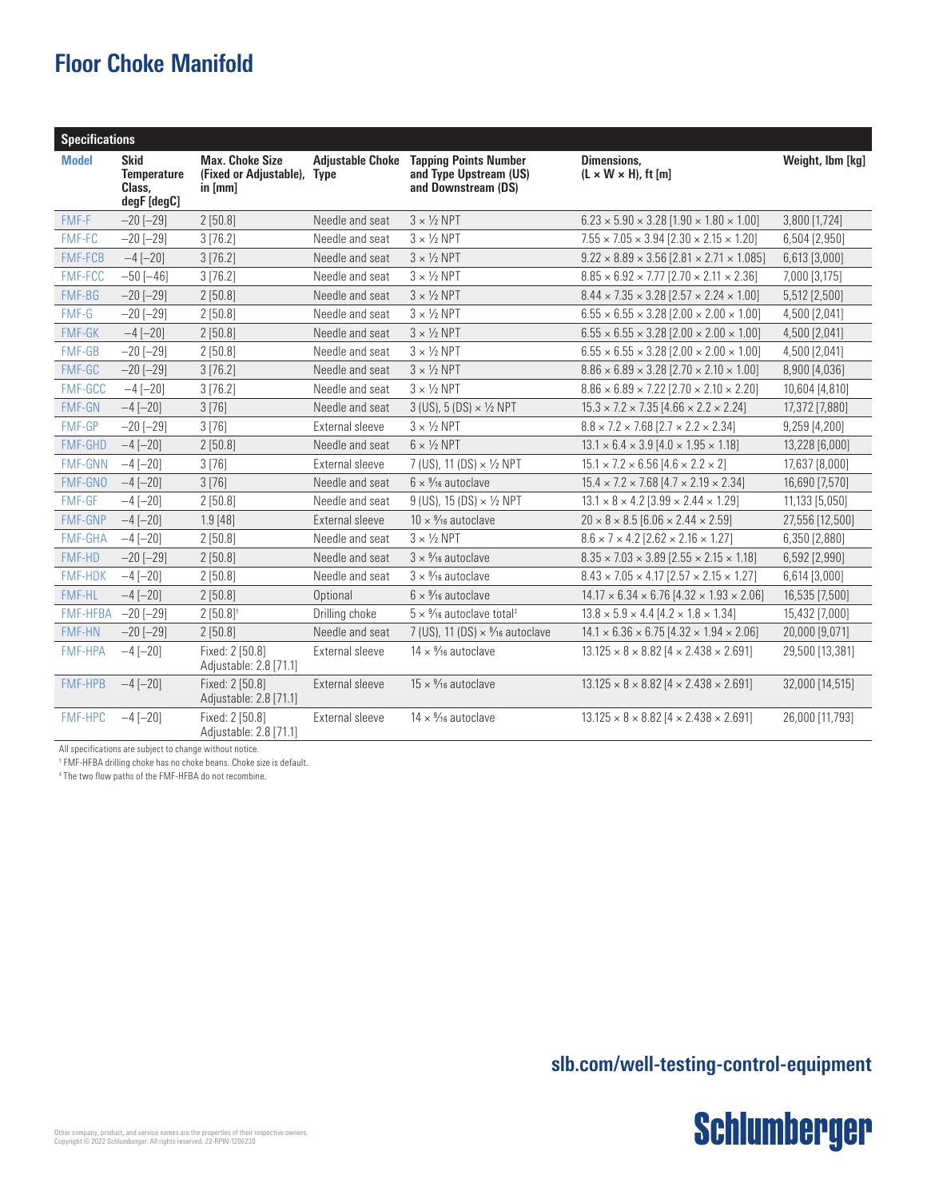# Floor Choke Manifold

| Specifications | | | | | | |
|---|---|---|---|---|---|---|
| **Model** | **Skid Temperature Class, degF [degC]** | **Max. Choke Size (Fixed or Adjustable), in [mm]** | **Adjustable Choke Type** | **Tapping Points Number and Type Upstream (US) and Downstream (DS)** | **Dimensions, (L × W × H), ft [m]** | **Weight, lbm [kg]** |
| FMF-F | −20 [−29] | 2 [50.8] | Needle and seat | 3 × ½ NPT | 6.23 × 5.90 × 3.28 [1.90 × 1.80 × 1.00] | 3,800 [1,724] |
| FMF-FC | −20 [−29] | 3 [76.2] | Needle and seat | 3 × ½ NPT | 7.55 × 7.05 × 3.94 [2.30 × 2.15 × 1.20] | 6,504 [2,950] |
| FMF-FCB | −4 [−20] | 3 [76.2] | Needle and seat | 3 × ½ NPT | 9.22 × 8.89 × 3.56 [2.81 × 2.71 × 1.085] | 6,613 [3,000] |
| FMF-FCC | −50 [−46] | 3 [76.2] | Needle and seat | 3 × ½ NPT | 8.85 × 6.92 × 7.77 [2.70 × 2.11 × 2.36] | 7,000 [3,175] |
| FMF-BG | −20 [−29] | 2 [50.8] | Needle and seat | 3 × ½ NPT | 8.44 × 7.35 × 3.28 [2.57 × 2.24 × 1.00] | 5,512 [2,500] |
| FMF-G | −20 [−29] | 2 [50.8] | Needle and seat | 3 × ½ NPT | 6.55 × 6.55 × 3.28 [2.00 × 2.00 × 1.00] | 4,500 [2,041] |
| FMF-GK | −4 [−20] | 2 [50.8] | Needle and seat | 3 × ½ NPT | 6.55 × 6.55 × 3.28 [2.00 × 2.00 × 1.00] | 4,500 [2,041] |
| FMF-GB | −20 [−29] | 2 [50.8] | Needle and seat | 3 × ½ NPT | 6.55 × 6.55 × 3.28 [2.00 × 2.00 × 1.00] | 4,500 [2,041] |
| FMF-GC | −20 [−29] | 3 [76.2] | Needle and seat | 3 × ½ NPT | 8.86 × 6.89 × 3.28 [2.70 × 2.10 × 1.00] | 8,900 [4,036] |
| FMF-GCC | −4 [−20] | 3 [76.2] | Needle and seat | 3 × ½ NPT | 8.86 × 6.89 × 7.22 [2.70 × 2.10 × 2.20] | 10,604 [4,810] |
| FMF-GN | −4 [−20] | 3 [76] | Needle and seat | 3 (US), 5 (DS) × ½ NPT | 15.3 × 7.2 × 7.35 [4.66 × 2.2 × 2.24] | 17,372 [7,880] |
| FMF-GP | −20 [−29] | 3 [76] | External sleeve | 3 × ½ NPT | 8.8 × 7.2 × 7.68 [2.7 × 2.2 × 2.34] | 9,259 [4,200] |
| FMF-GHD | −4 [−20] | 2 [50.8] | Needle and seat | 6 × ½ NPT | 13.1 × 6.4 × 3.9 [4.0 × 1.95 × 1.18] | 13,228 [6,000] |
| FMF-GNN | −4 [−20] | 3 [76] | External sleeve | 7 (US), 11 (DS) × ½ NPT | 15.1 × 7.2 × 6.56 [4.6 × 2.2 × 2] | 17,637 [8,000] |
| FMF-GNO | −4 [−20] | 3 [76] | Needle and seat | 6 × 9⁄16 autoclave | 15.4 × 7.2 × 7.68 [4.7 × 2.19 × 2.34] | 16,690 [7,570] |
| FMF-GF | −4 [−20] | 2 [50.8] | Needle and seat | 9 (US), 15 (DS) × ½ NPT | 13.1 × 8 × 4.2 [3.99 × 2.44 × 1.29] | 11,133 [5,050] |
| FMF-GNP | −4 [−20] | 1.9 [48] | External sleeve | 10 × 9⁄16 autoclave | 20 × 8 × 8.5 [6.06 × 2.44 × 2.59] | 27,556 [12,500] |
| FMF-GHA | −4 [−20] | 2 [50.8] | Needle and seat | 3 × ½ NPT | 8.6 × 7 × 4.2 [2.62 × 2.16 × 1.27] | 6,350 [2,880] |
| FMF-HD | −20 [−29] | 2 [50.8] | Needle and seat | 3 × 9⁄16 autoclave | 8.35 × 7.03 × 3.89 [2.55 × 2.15 × 1.18] | 6,592 [2,990] |
| FMF-HDK | −4 [−20] | 2 [50.8] | Needle and seat | 3 × 9⁄16 autoclave | 8.43 × 7.05 × 4.17 [2.57 × 2.15 × 1.27] | 6,614 [3,000] |
| FMF-HL | −4 [−20] | 2 [50.8] | Optional | 6 × 9⁄16 autoclave | 14.17 × 6.34 × 6.76 [4.32 × 1.93 × 2.06] | 16,535 [7,500] |
| FMF-HFBA | −20 [−29] | 2 [50.8][†] | Drilling choke | 5 × 9⁄16 autoclave total[‡] | 13.8 × 5.9 × 4.4 [4.2 × 1.8 × 1.34] | 15,432 [7,000] |
| FMF-HN | −20 [−29] | 2 [50.8] | Needle and seat | 7 (US), 11 (DS) × 9⁄16 autoclave | 14.1 × 6.36 × 6.75 [4.32 × 1.94 × 2.06] | 20,000 [9,071] |
| FMF-HPA | −4 [−20] | Fixed: 2 [50.8] Adjustable: 2.8 [71.1] | External sleeve | 14 × 9⁄16 autoclave | 13.125 × 8 × 8.82 [4 × 2.438 × 2.691] | 29,500 [13,381] |
| FMF-HPB | −4 [−20] | Fixed: 2 [50.8] Adjustable: 2.8 [71.1] | External sleeve | 15 × 9⁄16 autoclave | 13.125 × 8 × 8.82 [4 × 2.438 × 2.691] | 32,000 [14,515] |
| FMF-HPC | −4 [−20] | Fixed: 2 [50.8] Adjustable: 2.8 [71.1] | External sleeve | 14 × 9⁄16 autoclave | 13.125 × 8 × 8.82 [4 × 2.438 × 2.691] | 26,000 [11,793] |

All specifications are subject to change without notice.

[†] FMF-HFBA drilling choke has no choke beans. Choke size is default.

[‡] The two flow paths of the FMF-HFBA do not recombine.

**slb.com/well-testing-control-equipment**

Other company, product, and service names are the properties of their respective owners.
Copyright © 2022 Schlumberger. All rights reserved. 22-RPIN-1206230

Schlumberger